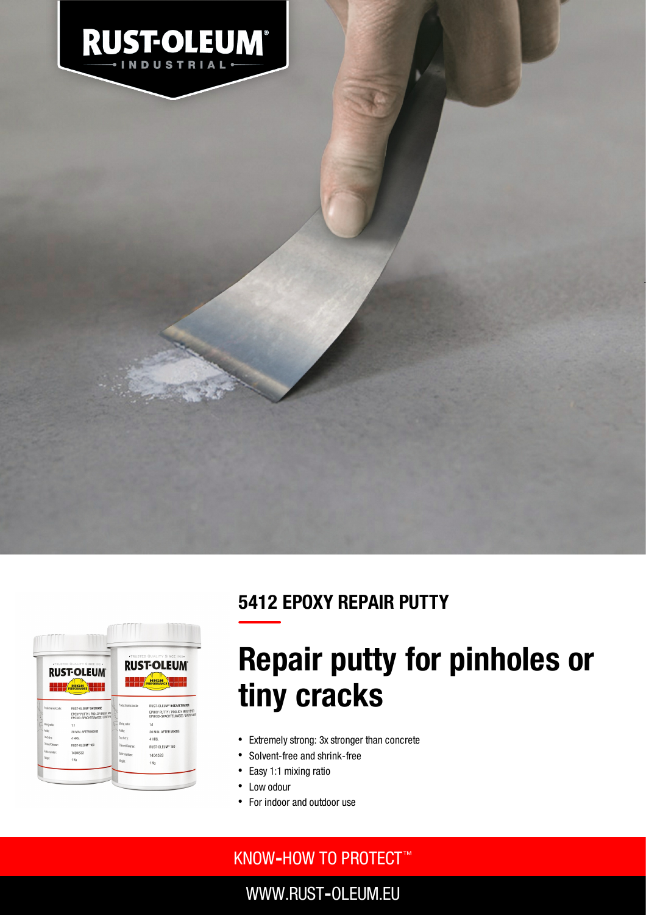## 5412 EPOXY REPAIR PUTTY

# Repair putty for pinholes or tiny cracks

- Extremely strong: 3x stronger than concrete
- Solvent-free and shrink-free
- Easy 1:1 mixing ratio
- Low odour
- For indoor and outdoor use

KNOW-HOW TO PROTECT™

WWW.RUST-OLEUM.EU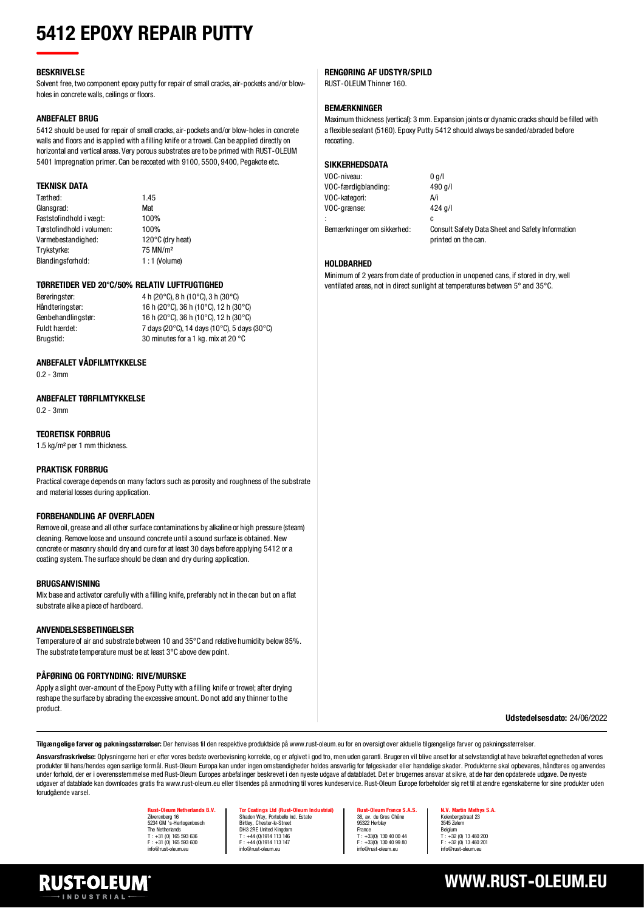# 5412 EPOXY REPAIR PUTTY

## BESKRIVELSE

Solvent free, two component epoxy putty for repair of small cracks, air-pockets and/or blow-holes in concrete walls, ceilings or floors.

## ANBEFALET BRUG

5412 should be used for repair of small cracks, air-pockets and/or blow-holes in concrete walls and floors and is applied with a filling knife or a trowel. Can be applied directly on horizontal and vertical areas. Very porous substrates are to be primed with RUST-OLEUM 5401 Impregnation primer. Can be recoated with 9100, 5500, 9400, Pegakote etc.

## TEKNISK DATA

| | |
|---|---|
| Tæthed: | 1.45 |
| Glansgrad: | Mat |
| Faststofindhold i vægt: | 100% |
| Tørstofindhold i volumen: | 100% |
| Varmebestandighed: | 120°C (dry heat) |
| Trykstyrke: | 75 MN/m² |
| Blandingsforhold: | 1 : 1 (Volume) |

## TØRRETIDER VED 20°C/50% RELATIV LUFTFUGTIGHED

| | |
|---|---|
| Berøringstør: | 4 h (20°C), 8 h (10°C), 3 h (30°C) |
| Håndteringstør: | 16 h (20°C), 36 h (10°C), 12 h (30°C) |
| Genbehandlingstør: | 16 h (20°C), 36 h (10°C), 12 h (30°C) |
| Fuldt hærdet: | 7 days (20°C), 14 days (10°C), 5 days (30°C) |
| Brugstid: | 30 minutes for a 1 kg. mix at 20 °C |

## ANBEFALET VÅDFILMTYKKELSE

0.2 - 3mm

## ANBEFALET TØRFILMTYKKELSE

0.2 - 3mm

## TEORETISK FORBRUG

1.5 kg/m² per 1 mm thickness.

## PRAKTISK FORBRUG

Practical coverage depends on many factors such as porosity and roughness of the substrate and material losses during application.

## FORBEHANDLING AF OVERFLADEN

Remove oil, grease and all other surface contaminations by alkaline or high pressure (steam) cleaning. Remove loose and unsound concrete until a sound surface is obtained. New concrete or masonry should dry and cure for at least 30 days before applying 5412 or a coating system. The surface should be clean and dry during application.

## BRUGSANVISNING

Mix base and activator carefully with a filling knife, preferably not in the can but on a flat substrate alike a piece of hardboard.

## ANVENDELSESBETINGELSER

Temperature of air and substrate between 10 and 35°C and relative humidity below 85%. The substrate temperature must be at least 3°C above dew point.

## PÅFØRING OG FORTYNDING: RIVE/MURSKE

Apply a slight over-amount of the Epoxy Putty with a filling knife or trowel; after drying reshape the surface by abrading the excessive amount. Do not add any thinner to the product.

## RENGØRING AF UDSTYR/SPILD

RUST-OLEUM Thinner 160.

## BEMÆRKNINGER

Maximum thickness (vertical): 3 mm. Expansion joints or dynamic cracks should be filled with a flexible sealant (5160). Epoxy Putty 5412 should always be sanded/abraded before recoating.

## SIKKERHEDSDATA

| | |
|---|---|
| VOC-niveau: | 0 g/l |
| VOC-færdigblanding: | 490 g/l |
| VOC-kategori: | A/i |
| VOC-grænse: | 424 g/l |
| : | c |
| Bemærkninger om sikkerhed: | Consult Safety Data Sheet and Safety Information printed on the can. |

## HOLDBARHED

Minimum of 2 years from date of production in unopened cans, if stored in dry, well ventilated areas, not in direct sunlight at temperatures between 5° and 35°C.

**Udstedelsesdato:** 24/06/2022

**Tilgængelige farver og pakningsstørrelser:** Der henvises til den respektive produktside på www.rust-oleum.eu for en oversigt over aktuelle tilgængelige farver og pakningsstørrelser.

**Ansvarsfraskrivelse:** Oplysningerne heri er efter vores bedste overbevisning korrekte, og er afgivet i god tro, men uden garanti. Brugeren vil blive anset for at selvstændigt at have bekræftet egnetheden af vores produkter til hans/hendes egen særlige formål. Rust-Oleum Europa kan under ingen omstændigheder holdes ansvarlig for følgeskader eller hændelige skader. Produkterne skal opbevares, håndteres og anvendes under forhold, der er i overensstemmelse med Rust-Oleum Europes anbefalinger beskrevet i den nyeste udgave af databladet. Det er brugernes ansvar at sikre, at de har den opdaterede udgave. De nyeste udgaver af datablade kan downloades gratis fra www.rust-oleum.eu eller tilsendes på anmodning til vores kundeservice. Rust-Oleum Europe forbeholder sig ret til at ændre egenskaberne for sine produkter uden forudgående varsel.

**Rust-Oleum Netherlands B.V.**
Zilverenberg 16
5234 GM 's-Hertogenbosch
The Netherlands
T : +31 (0) 165 593 636
F : +31 (0) 165 593 600
info@rust-oleum.eu

**Tor Coatings Ltd (Rust-Oleum Industrial)**
Shadon Way, Portobello Ind. Estate
Birtley, Chester-le-Street
DH3 2RE United Kingdom
T : +44 (0)1914 113 146
F : +44 (0)1914 113 147
info@rust-oleum.eu

**Rust-Oleum France S.A.S.**
38, av. du Gros Chêne
95322 Herblay
France
T : +33(0) 130 40 00 44
F : +33(0) 130 40 99 80
info@rust-oleum.eu

**N.V. Martin Mathys S.A.**
Kolenbergstraat 23
3545 Zelem
Belgium
T : +32 (0) 13 460 200
F : +32 (0) 13 460 201
info@rust-oleum.eu

RUST-OLEUM INDUSTRIAL

WWW.RUST-OLEUM.EU